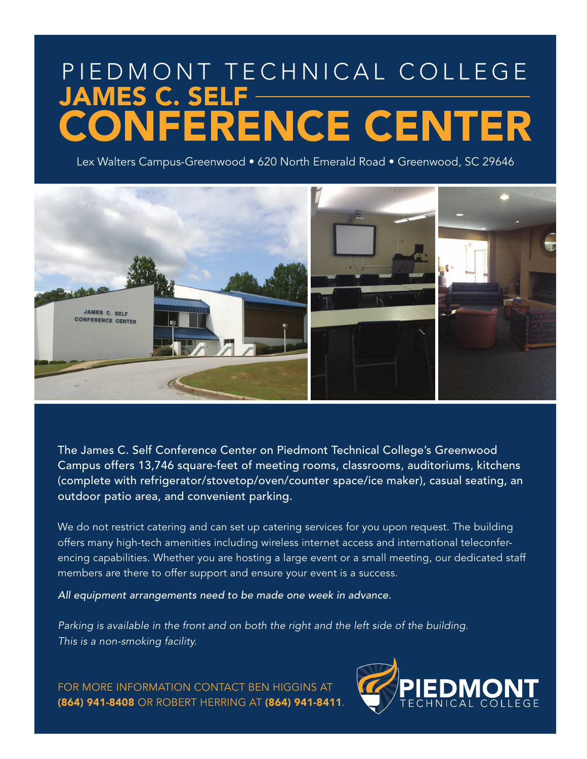# PIEDMONT TECHNICAL COLLEGE

# JAMES C. SELF CONFERENCE CENTER

Lex Walters Campus-Greenwood • 620 North Emerald Road • Greenwood, SC 29646

The James C. Self Conference Center on Piedmont Technical College's Greenwood Campus offers 13,746 square-feet of meeting rooms, classrooms, auditoriums, kitchens (complete with refrigerator/stovetop/oven/counter space/ice maker), casual seating, an outdoor patio area, and convenient parking.

We do not restrict catering and can set up catering services for you upon request. The building offers many high-tech amenities including wireless internet access and international teleconferencing capabilities. Whether you are hosting a large event or a small meeting, our dedicated staff members are there to offer support and ensure your event is a success.

*All equipment arrangements need to be made one week in advance.*

*Parking is available in the front and on both the right and the left side of the building.*
*This is a non-smoking facility.*

FOR MORE INFORMATION CONTACT BEN HIGGINS AT **(864) 941-8408** OR ROBERT HERRING AT **(864) 941-8411**.

PIEDMONT TECHNICAL COLLEGE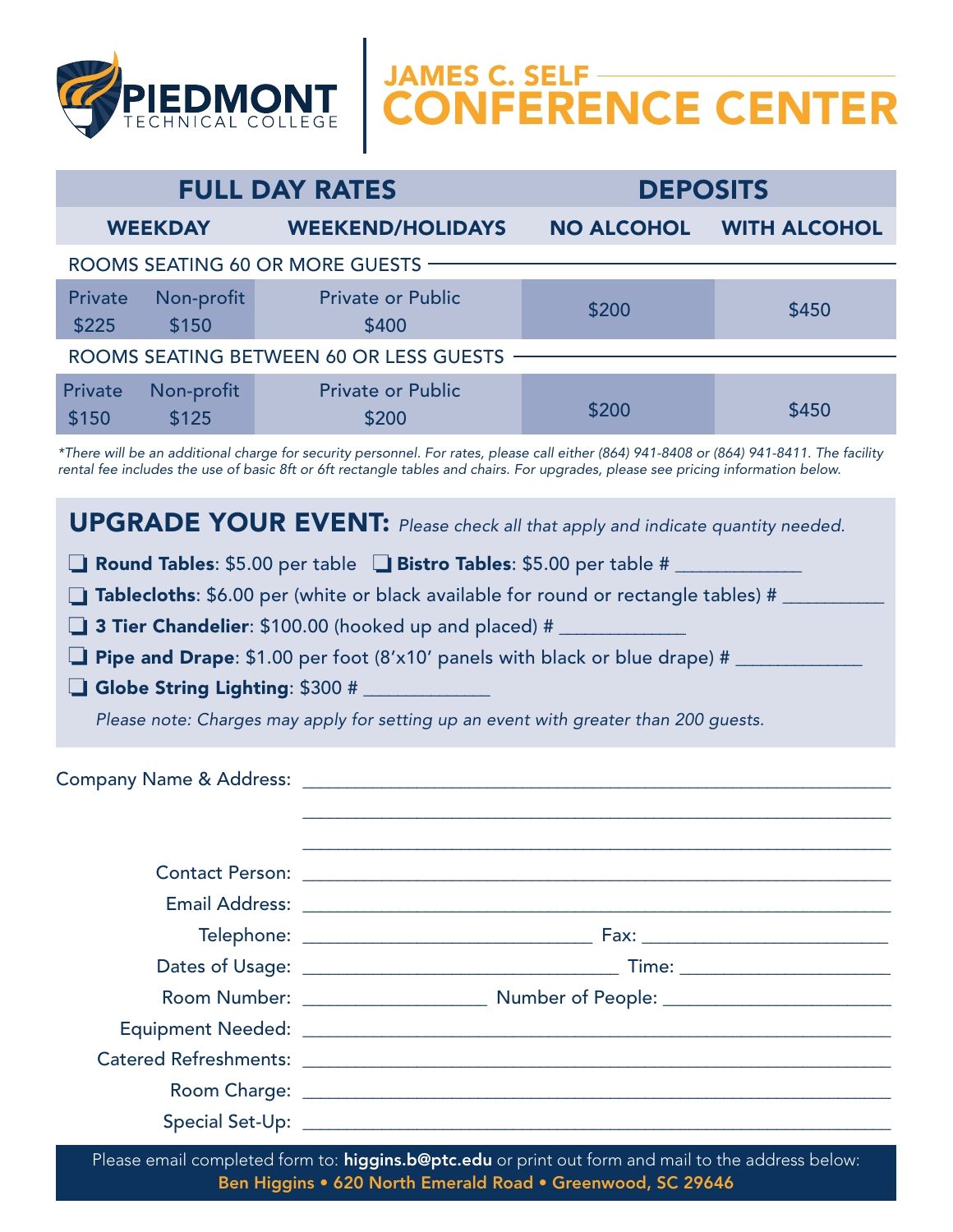# PIEDMONT TECHNICAL COLLEGE

# JAMES C. SELF CONFERENCE CENTER

| FULL DAY RATES | | | DEPOSITS | |
|---|---|---|---|---|
| WEEKDAY | | WEEKEND/HOLIDAYS | NO ALCOHOL | WITH ALCOHOL |
| **ROOMS SEATING 60 OR MORE GUESTS** | | | | |
| Private $225 | Non-profit $150 | Private or Public $400 | $200 | $450 |
| **ROOMS SEATING BETWEEN 60 OR LESS GUESTS** | | | | |
| Private $150 | Non-profit $125 | Private or Public $200 | $200 | $450 |

*\*There will be an additional charge for security personnel. For rates, please call either (864) 941-8408 or (864) 941-8411. The facility rental fee includes the use of basic 8ft or 6ft rectangle tables and chairs. For upgrades, please see pricing information below.*

## UPGRADE YOUR EVENT: *Please check all that apply and indicate quantity needed.*

- ❑ **Round Tables**: $5.00 per table ❑ **Bistro Tables**: $5.00 per table # _____________
- ❑ **Tablecloths**: $6.00 per (white or black available for round or rectangle tables) # __________
- ❑ **3 Tier Chandelier**: $100.00 (hooked up and placed) # _____________
- ❑ **Pipe and Drape**: $1.00 per foot (8'x10' panels with black or blue drape) # _____________
- ❑ **Globe String Lighting**: $300 # _____________

*Please note: Charges may apply for setting up an event with greater than 200 guests.*

Company Name & Address: ____________________________________________________________

____________________________________________________________

____________________________________________________________

Contact Person: ____________________________________________________________

Email Address: ____________________________________________________________

Telephone: ______________________________ Fax: ________________________

Dates of Usage: ________________________________ Time: _____________________

Room Number: __________________ Number of People: _______________________

Equipment Needed: ____________________________________________________________

Catered Refreshments: ____________________________________________________________

Room Charge: ____________________________________________________________

Special Set-Up: ____________________________________________________________

Please email completed form to: **higgins.b@ptc.edu** or print out form and mail to the address below:

**Ben Higgins • 620 North Emerald Road • Greenwood, SC 29646**